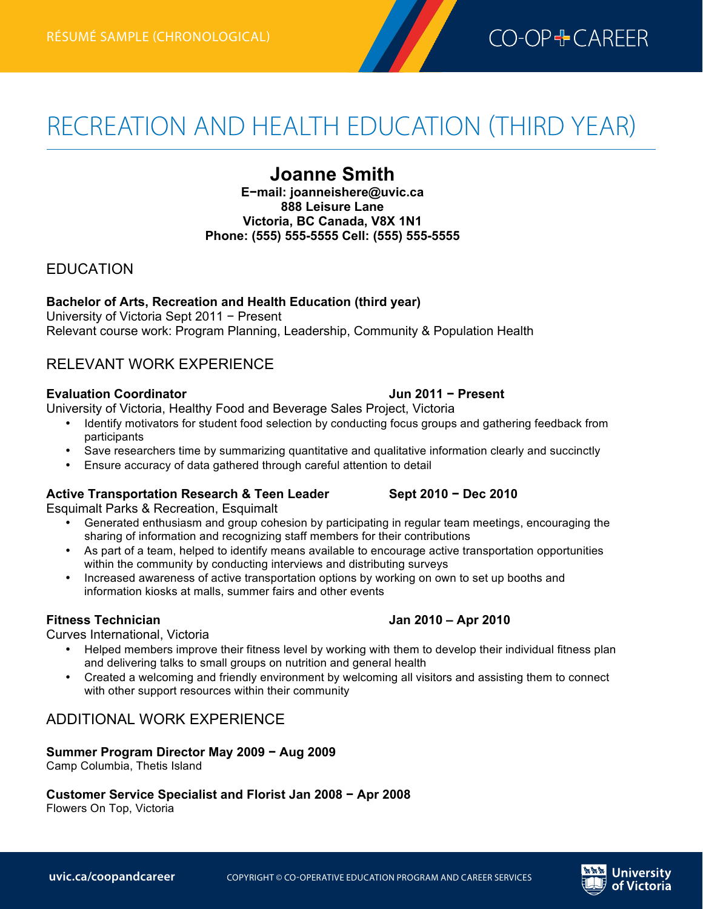RÉSUMÉ SAMPLE (CHRONOLOGICAL)

CO-OP + CAREER

# RECREATION AND HEALTH EDUCATION (THIRD YEAR)

**Joanne Smith**
**E−mail: joanneishere@uvic.ca**
**888 Leisure Lane**
**Victoria, BC Canada, V8X 1N1**
**Phone: (555) 555-5555 Cell: (555) 555-5555**

## EDUCATION

**Bachelor of Arts, Recreation and Health Education (third year)**
University of Victoria Sept 2011 − Present
Relevant course work: Program Planning, Leadership, Community & Population Health

## RELEVANT WORK EXPERIENCE

**Evaluation Coordinator** **Jun 2011 − Present**
University of Victoria, Healthy Food and Beverage Sales Project, Victoria

- Identify motivators for student food selection by conducting focus groups and gathering feedback from participants
- Save researchers time by summarizing quantitative and qualitative information clearly and succinctly
- Ensure accuracy of data gathered through careful attention to detail

**Active Transportation Research & Teen Leader** **Sept 2010 − Dec 2010**
Esquimalt Parks & Recreation, Esquimalt

- Generated enthusiasm and group cohesion by participating in regular team meetings, encouraging the sharing of information and recognizing staff members for their contributions
- As part of a team, helped to identify means available to encourage active transportation opportunities within the community by conducting interviews and distributing surveys
- Increased awareness of active transportation options by working on own to set up booths and information kiosks at malls, summer fairs and other events

**Fitness Technician** **Jan 2010 – Apr 2010**
Curves International, Victoria

- Helped members improve their fitness level by working with them to develop their individual fitness plan and delivering talks to small groups on nutrition and general health
- Created a welcoming and friendly environment by welcoming all visitors and assisting them to connect with other support resources within their community

## ADDITIONAL WORK EXPERIENCE

**Summer Program Director May 2009 − Aug 2009**
Camp Columbia, Thetis Island

**Customer Service Specialist and Florist Jan 2008 − Apr 2008**
Flowers On Top, Victoria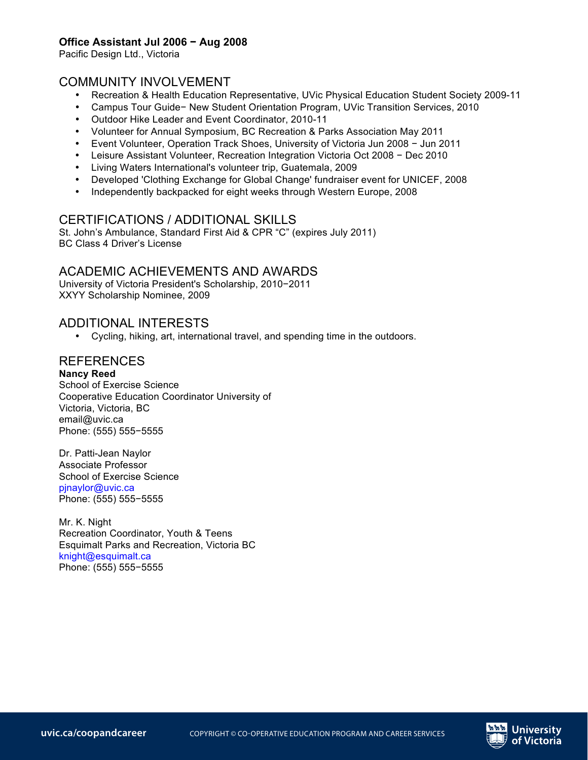**Office Assistant Jul 2006 − Aug 2008**
Pacific Design Ltd., Victoria

## COMMUNITY INVOLVEMENT

- Recreation & Health Education Representative, UVic Physical Education Student Society 2009-11
- Campus Tour Guide− New Student Orientation Program, UVic Transition Services, 2010
- Outdoor Hike Leader and Event Coordinator, 2010-11
- Volunteer for Annual Symposium, BC Recreation & Parks Association May 2011
- Event Volunteer, Operation Track Shoes, University of Victoria Jun 2008 − Jun 2011
- Leisure Assistant Volunteer, Recreation Integration Victoria Oct 2008 − Dec 2010
- Living Waters International's volunteer trip, Guatemala, 2009
- Developed 'Clothing Exchange for Global Change' fundraiser event for UNICEF, 2008
- Independently backpacked for eight weeks through Western Europe, 2008

## CERTIFICATIONS / ADDITIONAL SKILLS

St. John's Ambulance, Standard First Aid & CPR "C" (expires July 2011)
BC Class 4 Driver's License

## ACADEMIC ACHIEVEMENTS AND AWARDS

University of Victoria President's Scholarship, 2010−2011
XXYY Scholarship Nominee, 2009

## ADDITIONAL INTERESTS

- Cycling, hiking, art, international travel, and spending time in the outdoors.

## REFERENCES

**Nancy Reed**
School of Exercise Science
Cooperative Education Coordinator University of Victoria, Victoria, BC
email@uvic.ca
Phone: (555) 555−5555

Dr. Patti-Jean Naylor
Associate Professor
School of Exercise Science
pjnaylor@uvic.ca
Phone: (555) 555−5555

Mr. K. Night
Recreation Coordinator, Youth & Teens
Esquimalt Parks and Recreation, Victoria BC
knight@esquimalt.ca
Phone: (555) 555−5555